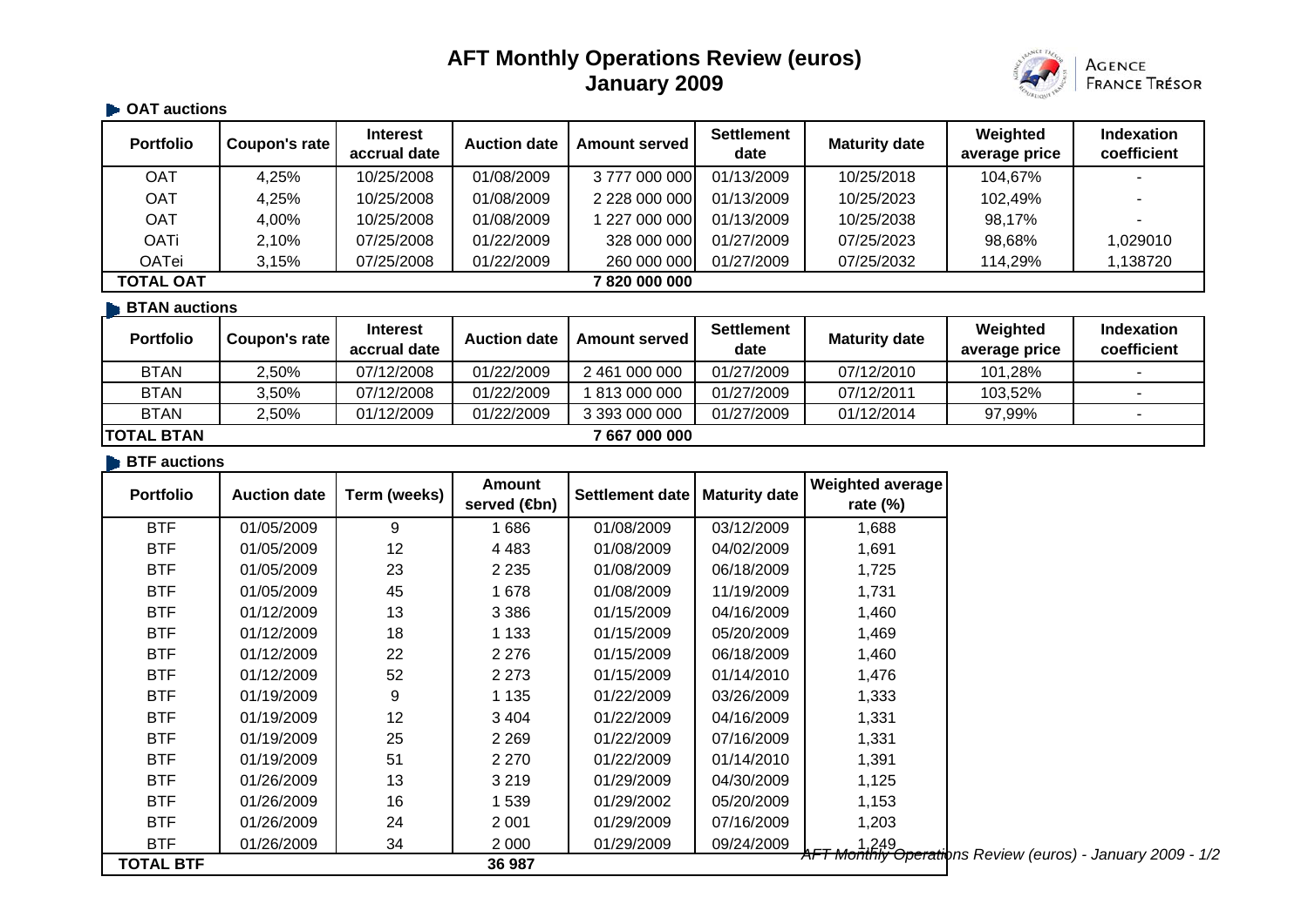# AFT Monthly Operations Review (euros)
## January 2009

AGENCE FRANCE TRÉSOR

### OAT auctions

| Portfolio | Coupon's rate | Interest accrual date | Auction date | Amount served | Settlement date | Maturity date | Weighted average price | Indexation coefficient |
|---|---|---|---|---|---|---|---|---|
| OAT | 4,25% | 10/25/2008 | 01/08/2009 | 3 777 000 000 | 01/13/2009 | 10/25/2018 | 104,67% | - |
| OAT | 4,25% | 10/25/2008 | 01/08/2009 | 2 228 000 000 | 01/13/2009 | 10/25/2023 | 102,49% | - |
| OAT | 4,00% | 10/25/2008 | 01/08/2009 | 1 227 000 000 | 01/13/2009 | 10/25/2038 | 98,17% | - |
| OATi | 2,10% | 07/25/2008 | 01/22/2009 | 328 000 000 | 01/27/2009 | 07/25/2023 | 98,68% | 1,029010 |
| OATei | 3,15% | 07/25/2008 | 01/22/2009 | 260 000 000 | 01/27/2009 | 07/25/2032 | 114,29% | 1,138720 |
| **TOTAL OAT** | | | | **7 820 000 000** | | | | |

### BTAN auctions

| Portfolio | Coupon's rate | Interest accrual date | Auction date | Amount served | Settlement date | Maturity date | Weighted average price | Indexation coefficient |
|---|---|---|---|---|---|---|---|---|
| BTAN | 2,50% | 07/12/2008 | 01/22/2009 | 2 461 000 000 | 01/27/2009 | 07/12/2010 | 101,28% | - |
| BTAN | 3,50% | 07/12/2008 | 01/22/2009 | 1 813 000 000 | 01/27/2009 | 07/12/2011 | 103,52% | - |
| BTAN | 2,50% | 01/12/2009 | 01/22/2009 | 3 393 000 000 | 01/27/2009 | 01/12/2014 | 97,99% | - |
| **TOTAL BTAN** | | | | **7 667 000 000** | | | | |

### BTF auctions

| Portfolio | Auction date | Term (weeks) | Amount served (€bn) | Settlement date | Maturity date | Weighted average rate (%) |
|---|---|---|---|---|---|---|
| BTF | 01/05/2009 | 9 | 1 686 | 01/08/2009 | 03/12/2009 | 1,688 |
| BTF | 01/05/2009 | 12 | 4 483 | 01/08/2009 | 04/02/2009 | 1,691 |
| BTF | 01/05/2009 | 23 | 2 235 | 01/08/2009 | 06/18/2009 | 1,725 |
| BTF | 01/05/2009 | 45 | 1 678 | 01/08/2009 | 11/19/2009 | 1,731 |
| BTF | 01/12/2009 | 13 | 3 386 | 01/15/2009 | 04/16/2009 | 1,460 |
| BTF | 01/12/2009 | 18 | 1 133 | 01/15/2009 | 05/20/2009 | 1,469 |
| BTF | 01/12/2009 | 22 | 2 276 | 01/15/2009 | 06/18/2009 | 1,460 |
| BTF | 01/12/2009 | 52 | 2 273 | 01/15/2009 | 01/14/2010 | 1,476 |
| BTF | 01/19/2009 | 9 | 1 135 | 01/22/2009 | 03/26/2009 | 1,333 |
| BTF | 01/19/2009 | 12 | 3 404 | 01/22/2009 | 04/16/2009 | 1,331 |
| BTF | 01/19/2009 | 25 | 2 269 | 01/22/2009 | 07/16/2009 | 1,331 |
| BTF | 01/19/2009 | 51 | 2 270 | 01/22/2009 | 01/14/2010 | 1,391 |
| BTF | 01/26/2009 | 13 | 3 219 | 01/29/2009 | 04/30/2009 | 1,125 |
| BTF | 01/26/2009 | 16 | 1 539 | 01/29/2002 | 05/20/2009 | 1,153 |
| BTF | 01/26/2009 | 24 | 2 001 | 01/29/2009 | 07/16/2009 | 1,203 |
| BTF | 01/26/2009 | 34 | 2 000 | 01/29/2009 | 09/24/2009 | 1,249 |
| **TOTAL BTF** | | | **36 987** | | | |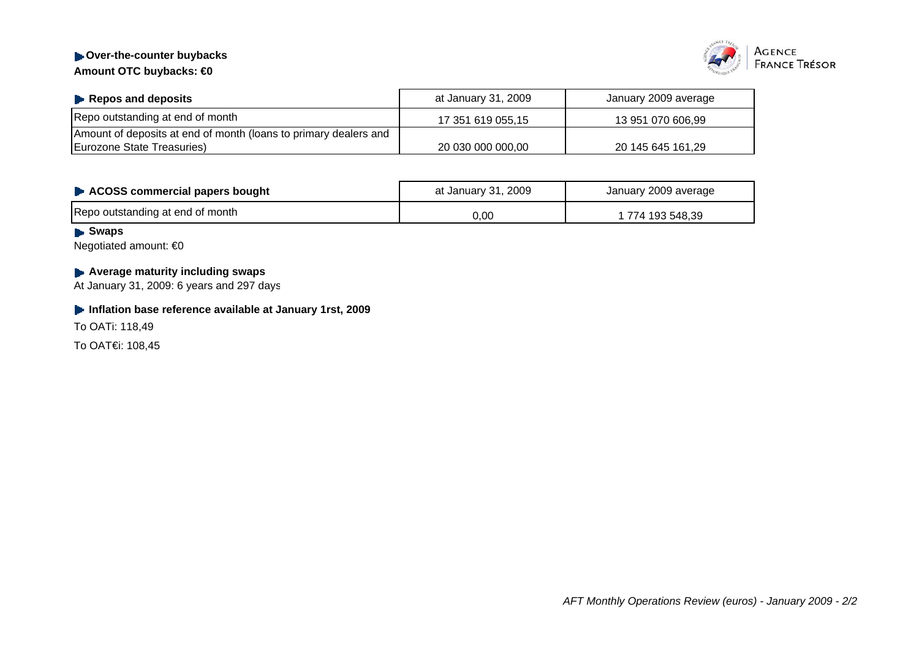**Over-the-counter buybacks**

**Amount OTC buybacks: €0**

| **Repos and deposits** | at January 31, 2009 | January 2009 average |
| --- | --- | --- |
| Repo outstanding at end of month | 17 351 619 055,15 | 13 951 070 606,99 |
| Amount of deposits at end of month (loans to primary dealers and Eurozone State Treasuries) | 20 030 000 000,00 | 20 145 645 161,29 |

| **ACOSS commercial papers bought** | at January 31, 2009 | January 2009 average |
| --- | --- | --- |
| Repo outstanding at end of month | 0,00 | 1 774 193 548,39 |

**Swaps**

Negotiated amount: €0

**Average maturity including swaps**

At January 31, 2009: 6 years and 297 days

**Inflation base reference available at January 1rst, 2009**

To OATi: 118,49

To OAT€i: 108,45